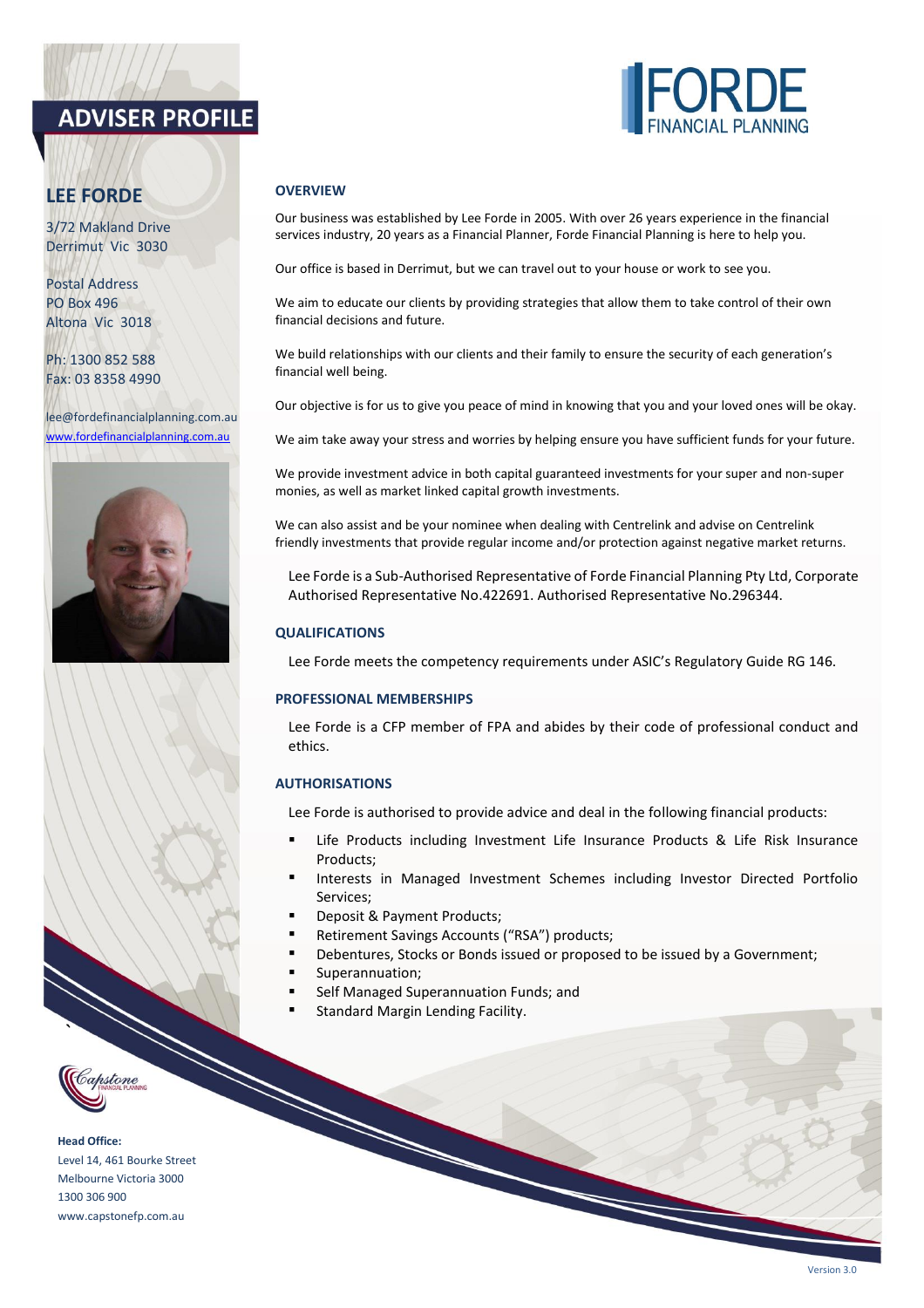# ADVISER PROFILE

FORDE FINANCIAL PLANNING

## LEE FORDE

3/72 Makland Drive
Derrimut Vic 3030

Postal Address
PO Box 496
Altona Vic 3018

Ph: 1300 852 588
Fax: 03 8358 4990

lee@fordefinancialplanning.com.au
www.fordefinancialplanning.com.au

### OVERVIEW

Our business was established by Lee Forde in 2005. With over 26 years experience in the financial services industry, 20 years as a Financial Planner, Forde Financial Planning is here to help you.

Our office is based in Derrimut, but we can travel out to your house or work to see you.

We aim to educate our clients by providing strategies that allow them to take control of their own financial decisions and future.

We build relationships with our clients and their family to ensure the security of each generation's financial well being.

Our objective is for us to give you peace of mind in knowing that you and your loved ones will be okay.

We aim take away your stress and worries by helping ensure you have sufficient funds for your future.

We provide investment advice in both capital guaranteed investments for your super and non-super monies, as well as market linked capital growth investments.

We can also assist and be your nominee when dealing with Centrelink and advise on Centrelink friendly investments that provide regular income and/or protection against negative market returns.

Lee Forde is a Sub-Authorised Representative of Forde Financial Planning Pty Ltd, Corporate Authorised Representative No.422691. Authorised Representative No.296344.

### QUALIFICATIONS

Lee Forde meets the competency requirements under ASIC's Regulatory Guide RG 146.

### PROFESSIONAL MEMBERSHIPS

Lee Forde is a CFP member of FPA and abides by their code of professional conduct and ethics.

### AUTHORISATIONS

Lee Forde is authorised to provide advice and deal in the following financial products:

- Life Products including Investment Life Insurance Products & Life Risk Insurance Products;
- Interests in Managed Investment Schemes including Investor Directed Portfolio Services;
- Deposit & Payment Products;
- Retirement Savings Accounts ("RSA") products;
- Debentures, Stocks or Bonds issued or proposed to be issued by a Government;
- Superannuation;
- Self Managed Superannuation Funds; and
- Standard Margin Lending Facility.

Capstone Financial Planning

**Head Office:**
Level 14, 461 Bourke Street
Melbourne Victoria 3000
1300 306 900
www.capstonefp.com.au

Version 3.0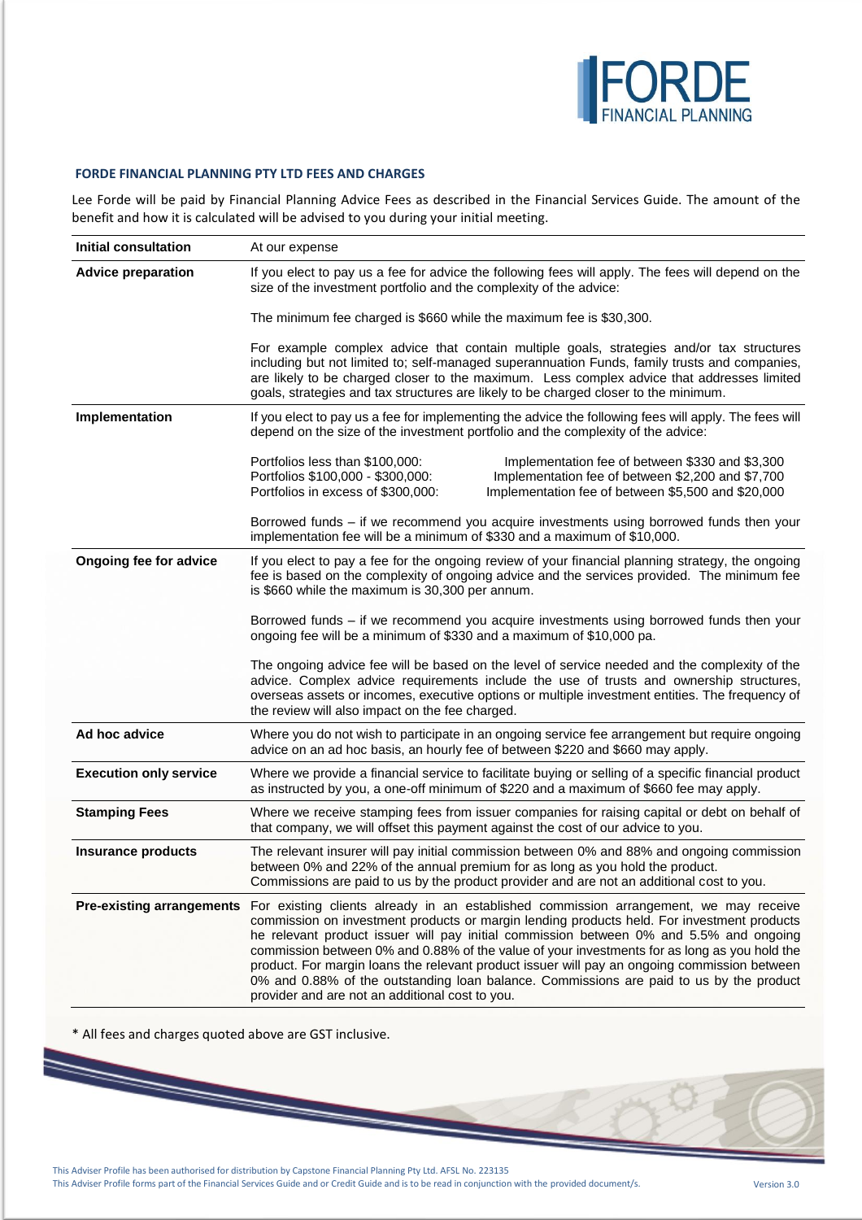## FORDE FINANCIAL PLANNING PTY LTD FEES AND CHARGES

Lee Forde will be paid by Financial Planning Advice Fees as described in the Financial Services Guide. The amount of the benefit and how it is calculated will be advised to you during your initial meeting.

| | |
|---|---|
| **Initial consultation** | At our expense |
| **Advice preparation** | If you elect to pay us a fee for advice the following fees will apply. The fees will depend on the size of the investment portfolio and the complexity of the advice:<br><br>The minimum fee charged is $660 while the maximum fee is $30,300.<br><br>For example complex advice that contain multiple goals, strategies and/or tax structures including but not limited to; self-managed superannuation Funds, family trusts and companies, are likely to be charged closer to the maximum. Less complex advice that addresses limited goals, strategies and tax structures are likely to be charged closer to the minimum. |
| **Implementation** | If you elect to pay us a fee for implementing the advice the following fees will apply. The fees will depend on the size of the investment portfolio and the complexity of the advice:<br><br>Portfolios less than $100,000: Implementation fee of between $330 and $3,300<br>Portfolios $100,000 - $300,000: Implementation fee of between $2,200 and $7,700<br>Portfolios in excess of $300,000: Implementation fee of between $5,500 and $20,000<br><br>Borrowed funds – if we recommend you acquire investments using borrowed funds then your implementation fee will be a minimum of $330 and a maximum of $10,000. |
| **Ongoing fee for advice** | If you elect to pay a fee for the ongoing review of your financial planning strategy, the ongoing fee is based on the complexity of ongoing advice and the services provided. The minimum fee is $660 while the maximum is 30,300 per annum.<br><br>Borrowed funds – if we recommend you acquire investments using borrowed funds then your ongoing fee will be a minimum of $330 and a maximum of $10,000 pa.<br><br>The ongoing advice fee will be based on the level of service needed and the complexity of the advice. Complex advice requirements include the use of trusts and ownership structures, overseas assets or incomes, executive options or multiple investment entities. The frequency of the review will also impact on the fee charged. |
| **Ad hoc advice** | Where you do not wish to participate in an ongoing service fee arrangement but require ongoing advice on an ad hoc basis, an hourly fee of between $220 and $660 may apply. |
| **Execution only service** | Where we provide a financial service to facilitate buying or selling of a specific financial product as instructed by you, a one-off minimum of $220 and a maximum of $660 fee may apply. |
| **Stamping Fees** | Where we receive stamping fees from issuer companies for raising capital or debt on behalf of that company, we will offset this payment against the cost of our advice to you. |
| **Insurance products** | The relevant insurer will pay initial commission between 0% and 88% and ongoing commission between 0% and 22% of the annual premium for as long as you hold the product. Commissions are paid to us by the product provider and are not an additional cost to you. |
| **Pre-existing arrangements** | For existing clients already in an established commission arrangement, we may receive commission on investment products or margin lending products held. For investment products he relevant product issuer will pay initial commission between 0% and 5.5% and ongoing commission between 0% and 0.88% of the value of your investments for as long as you hold the product. For margin loans the relevant product issuer will pay an ongoing commission between 0% and 0.88% of the outstanding loan balance. Commissions are paid to us by the product provider and are not an additional cost to you. |

* All fees and charges quoted above are GST inclusive.

This Adviser Profile has been authorised for distribution by Capstone Financial Planning Pty Ltd. AFSL No. 223135
This Adviser Profile forms part of the Financial Services Guide and or Credit Guide and is to be read in conjunction with the provided document/s.

Version 3.0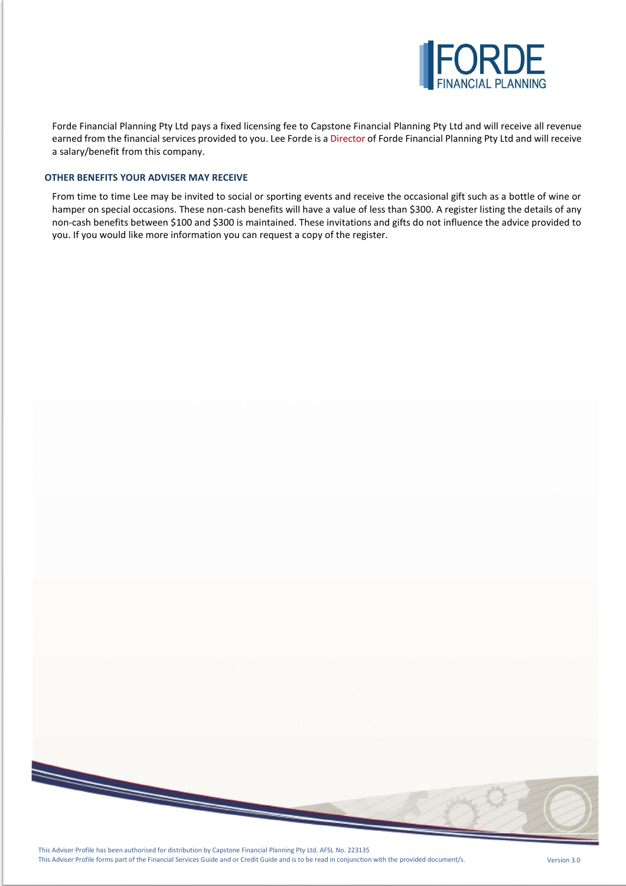Forde Financial Planning Pty Ltd pays a fixed licensing fee to Capstone Financial Planning Pty Ltd and will receive all revenue earned from the financial services provided to you. Lee Forde is a Director of Forde Financial Planning Pty Ltd and will receive a salary/benefit from this company.

## OTHER BENEFITS YOUR ADVISER MAY RECEIVE

From time to time Lee may be invited to social or sporting events and receive the occasional gift such as a bottle of wine or hamper on special occasions. These non-cash benefits will have a value of less than $300. A register listing the details of any non-cash benefits between $100 and $300 is maintained. These invitations and gifts do not influence the advice provided to you. If you would like more information you can request a copy of the register.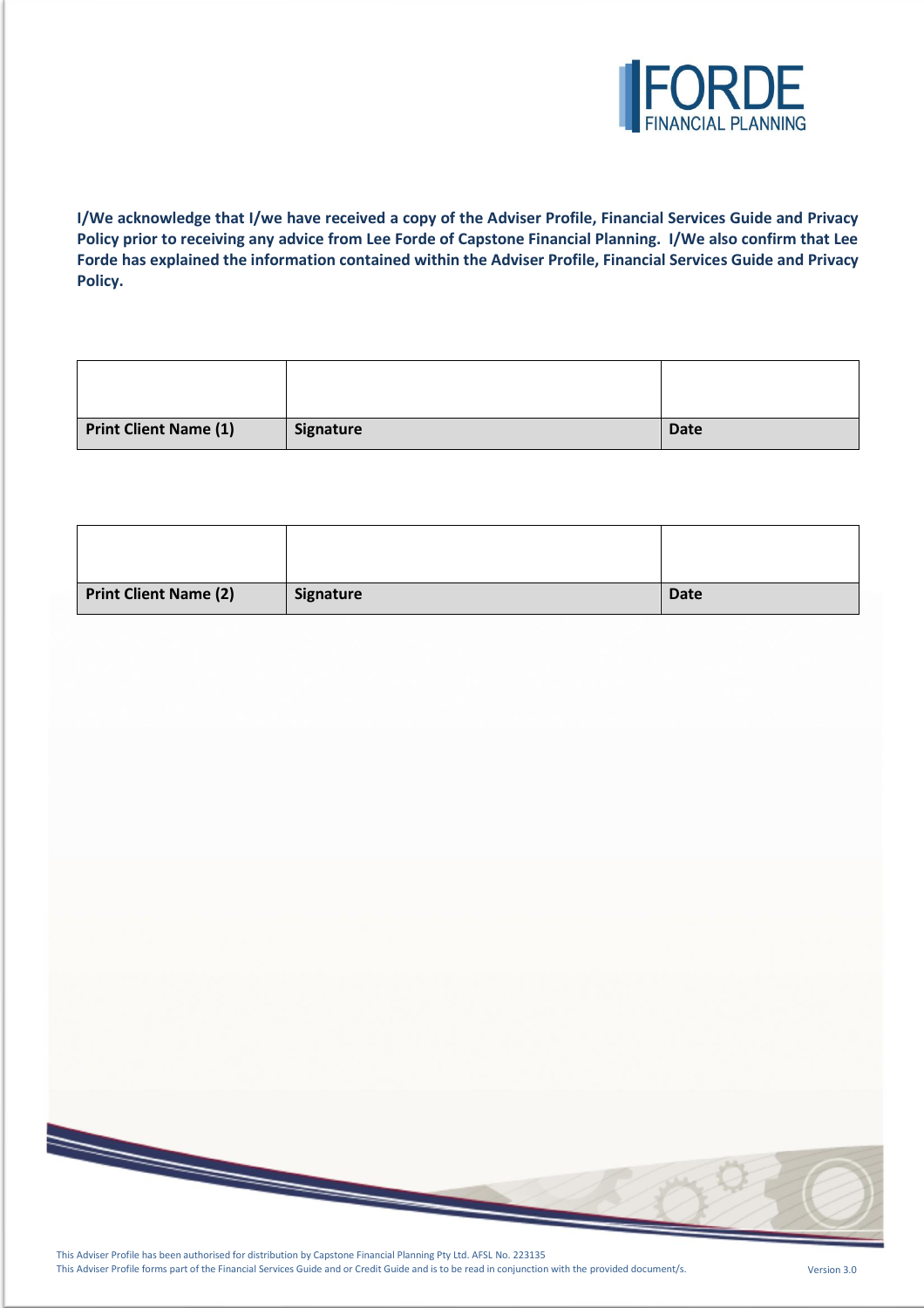**I/We acknowledge that I/we have received a copy of the Adviser Profile, Financial Services Guide and Privacy Policy prior to receiving any advice from Lee Forde of Capstone Financial Planning. I/We also confirm that Lee Forde has explained the information contained within the Adviser Profile, Financial Services Guide and Privacy Policy.**

| | | |
|---|---|---|
| | | |
| **Print Client Name (1)** | **Signature** | **Date** |

| | | |
|---|---|---|
| | | |
| **Print Client Name (2)** | **Signature** | **Date** |

This Adviser Profile has been authorised for distribution by Capstone Financial Planning Pty Ltd. AFSL No. 223135

This Adviser Profile forms part of the Financial Services Guide and or Credit Guide and is to be read in conjunction with the provided document/s.

Version 3.0